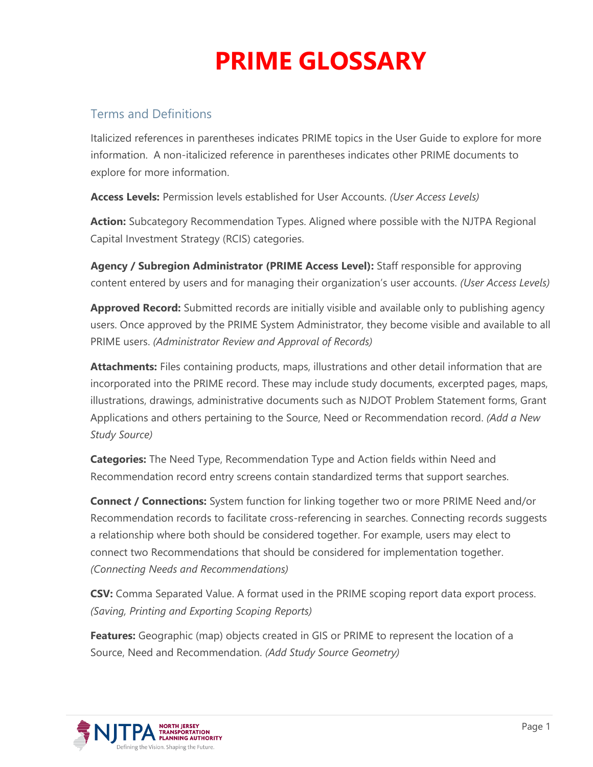# PRIME GLOSSARY

## Terms and Definitions

Italicized references in parentheses indicates PRIME topics in the User Guide to explore for more information. A non-italicized reference in parentheses indicates other PRIME documents to explore for more information.

**Access Levels:** Permission levels established for User Accounts. *(User Access Levels)*

**Action:** Subcategory Recommendation Types. Aligned where possible with the NJTPA Regional Capital Investment Strategy (RCIS) categories.

**Agency / Subregion Administrator (PRIME Access Level):** Staff responsible for approving content entered by users and for managing their organization's user accounts. *(User Access Levels)*

**Approved Record:** Submitted records are initially visible and available only to publishing agency users. Once approved by the PRIME System Administrator, they become visible and available to all PRIME users. *(Administrator Review and Approval of Records)*

**Attachments:** Files containing products, maps, illustrations and other detail information that are incorporated into the PRIME record. These may include study documents, excerpted pages, maps, illustrations, drawings, administrative documents such as NJDOT Problem Statement forms, Grant Applications and others pertaining to the Source, Need or Recommendation record. *(Add a New Study Source)*

**Categories:** The Need Type, Recommendation Type and Action fields within Need and Recommendation record entry screens contain standardized terms that support searches.

**Connect / Connections:** System function for linking together two or more PRIME Need and/or Recommendation records to facilitate cross-referencing in searches. Connecting records suggests a relationship where both should be considered together. For example, users may elect to connect two Recommendations that should be considered for implementation together. *(Connecting Needs and Recommendations)*

**CSV:** Comma Separated Value. A format used in the PRIME scoping report data export process. *(Saving, Printing and Exporting Scoping Reports)*

**Features:** Geographic (map) objects created in GIS or PRIME to represent the location of a Source, Need and Recommendation. *(Add Study Source Geometry)*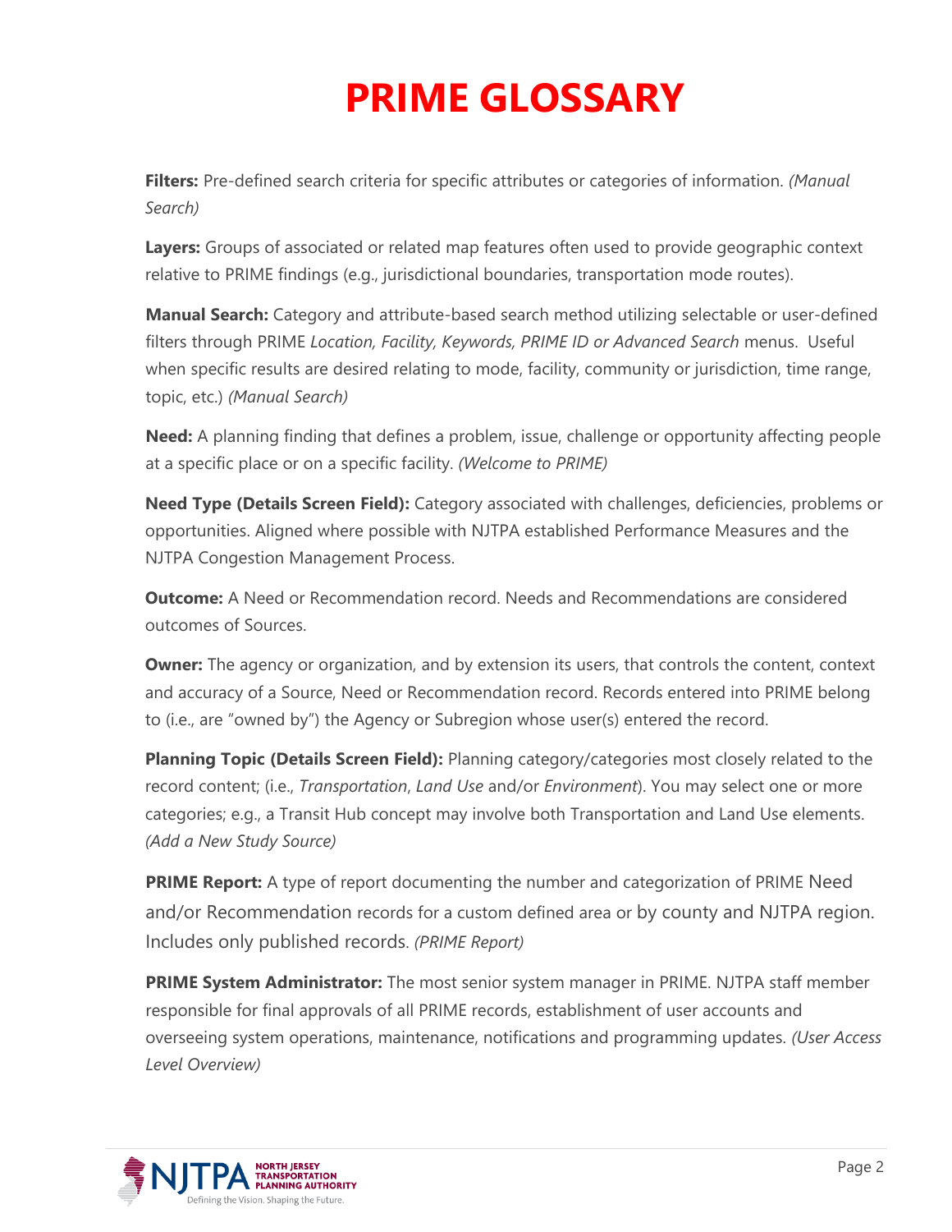# PRIME GLOSSARY

**Filters:** Pre-defined search criteria for specific attributes or categories of information. *(Manual Search)*

**Layers:** Groups of associated or related map features often used to provide geographic context relative to PRIME findings (e.g., jurisdictional boundaries, transportation mode routes).

**Manual Search:** Category and attribute-based search method utilizing selectable or user-defined filters through PRIME *Location, Facility, Keywords, PRIME ID or Advanced Search* menus. Useful when specific results are desired relating to mode, facility, community or jurisdiction, time range, topic, etc.) *(Manual Search)*

**Need:** A planning finding that defines a problem, issue, challenge or opportunity affecting people at a specific place or on a specific facility. *(Welcome to PRIME)*

**Need Type (Details Screen Field):** Category associated with challenges, deficiencies, problems or opportunities. Aligned where possible with NJTPA established Performance Measures and the NJTPA Congestion Management Process.

**Outcome:** A Need or Recommendation record. Needs and Recommendations are considered outcomes of Sources.

**Owner:** The agency or organization, and by extension its users, that controls the content, context and accuracy of a Source, Need or Recommendation record. Records entered into PRIME belong to (i.e., are "owned by") the Agency or Subregion whose user(s) entered the record.

**Planning Topic (Details Screen Field):** Planning category/categories most closely related to the record content; (i.e., *Transportation*, *Land Use* and/or *Environment*). You may select one or more categories; e.g., a Transit Hub concept may involve both Transportation and Land Use elements. *(Add a New Study Source)*

**PRIME Report:** A type of report documenting the number and categorization of PRIME Need and/or Recommendation records for a custom defined area or by county and NJTPA region. Includes only published records. *(PRIME Report)*

**PRIME System Administrator:** The most senior system manager in PRIME. NJTPA staff member responsible for final approvals of all PRIME records, establishment of user accounts and overseeing system operations, maintenance, notifications and programming updates. *(User Access Level Overview)*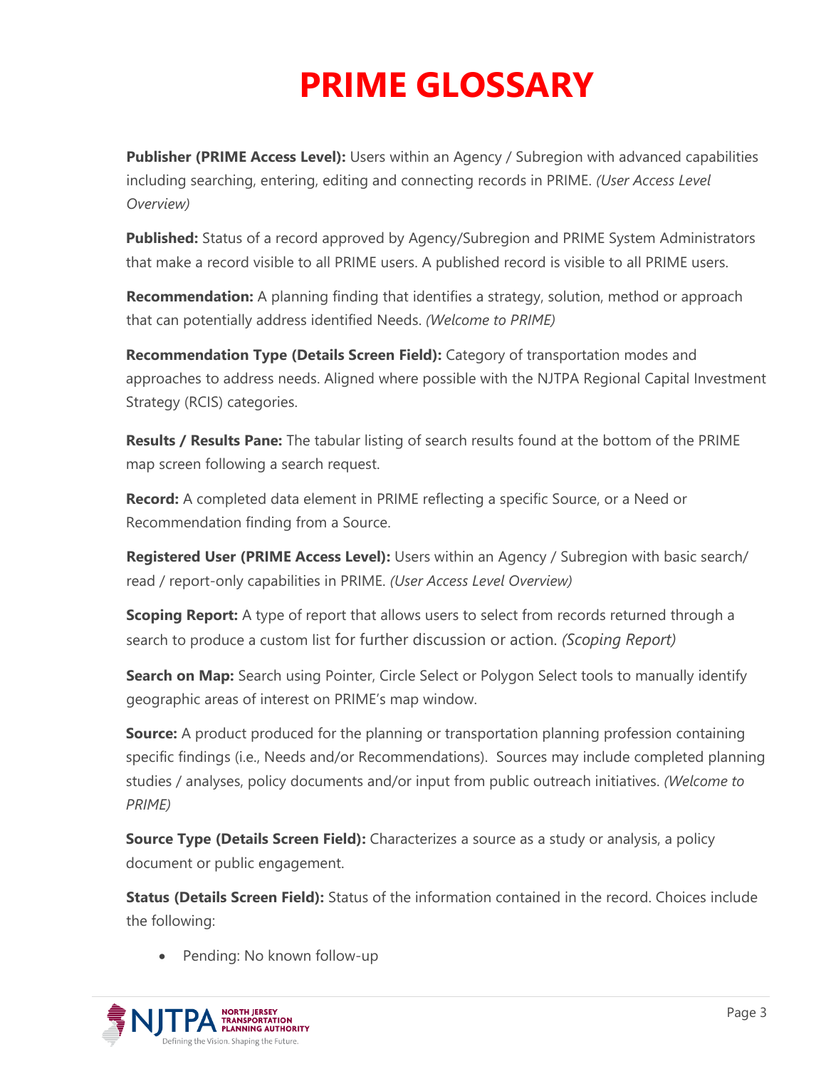# PRIME GLOSSARY

**Publisher (PRIME Access Level):** Users within an Agency / Subregion with advanced capabilities including searching, entering, editing and connecting records in PRIME. *(User Access Level Overview)*

**Published:** Status of a record approved by Agency/Subregion and PRIME System Administrators that make a record visible to all PRIME users. A published record is visible to all PRIME users.

**Recommendation:** A planning finding that identifies a strategy, solution, method or approach that can potentially address identified Needs. *(Welcome to PRIME)*

**Recommendation Type (Details Screen Field):** Category of transportation modes and approaches to address needs. Aligned where possible with the NJTPA Regional Capital Investment Strategy (RCIS) categories.

**Results / Results Pane:** The tabular listing of search results found at the bottom of the PRIME map screen following a search request.

**Record:** A completed data element in PRIME reflecting a specific Source, or a Need or Recommendation finding from a Source.

**Registered User (PRIME Access Level):** Users within an Agency / Subregion with basic search/ read / report-only capabilities in PRIME. *(User Access Level Overview)*

**Scoping Report:** A type of report that allows users to select from records returned through a search to produce a custom list for further discussion or action. *(Scoping Report)*

**Search on Map:** Search using Pointer, Circle Select or Polygon Select tools to manually identify geographic areas of interest on PRIME's map window.

**Source:** A product produced for the planning or transportation planning profession containing specific findings (i.e., Needs and/or Recommendations). Sources may include completed planning studies / analyses, policy documents and/or input from public outreach initiatives. *(Welcome to PRIME)*

**Source Type (Details Screen Field):** Characterizes a source as a study or analysis, a policy document or public engagement.

**Status (Details Screen Field):** Status of the information contained in the record. Choices include the following:

- Pending: No known follow-up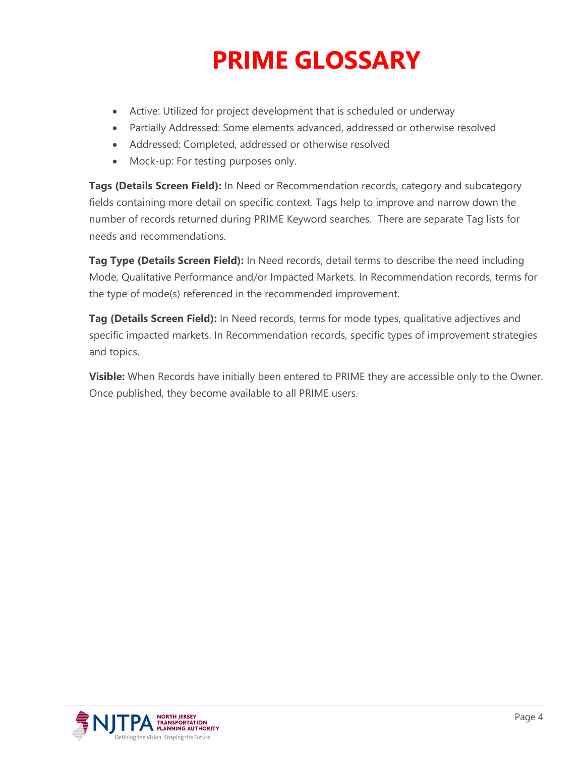# PRIME GLOSSARY

- Active: Utilized for project development that is scheduled or underway
- Partially Addressed: Some elements advanced, addressed or otherwise resolved
- Addressed: Completed, addressed or otherwise resolved
- Mock-up: For testing purposes only.

**Tags (Details Screen Field):** In Need or Recommendation records, category and subcategory fields containing more detail on specific context. Tags help to improve and narrow down the number of records returned during PRIME Keyword searches. There are separate Tag lists for needs and recommendations.

**Tag Type (Details Screen Field):** In Need records, detail terms to describe the need including Mode, Qualitative Performance and/or Impacted Markets. In Recommendation records, terms for the type of mode(s) referenced in the recommended improvement.

**Tag (Details Screen Field):** In Need records, terms for mode types, qualitative adjectives and specific impacted markets. In Recommendation records, specific types of improvement strategies and topics.

**Visible:** When Records have initially been entered to PRIME they are accessible only to the Owner. Once published, they become available to all PRIME users.